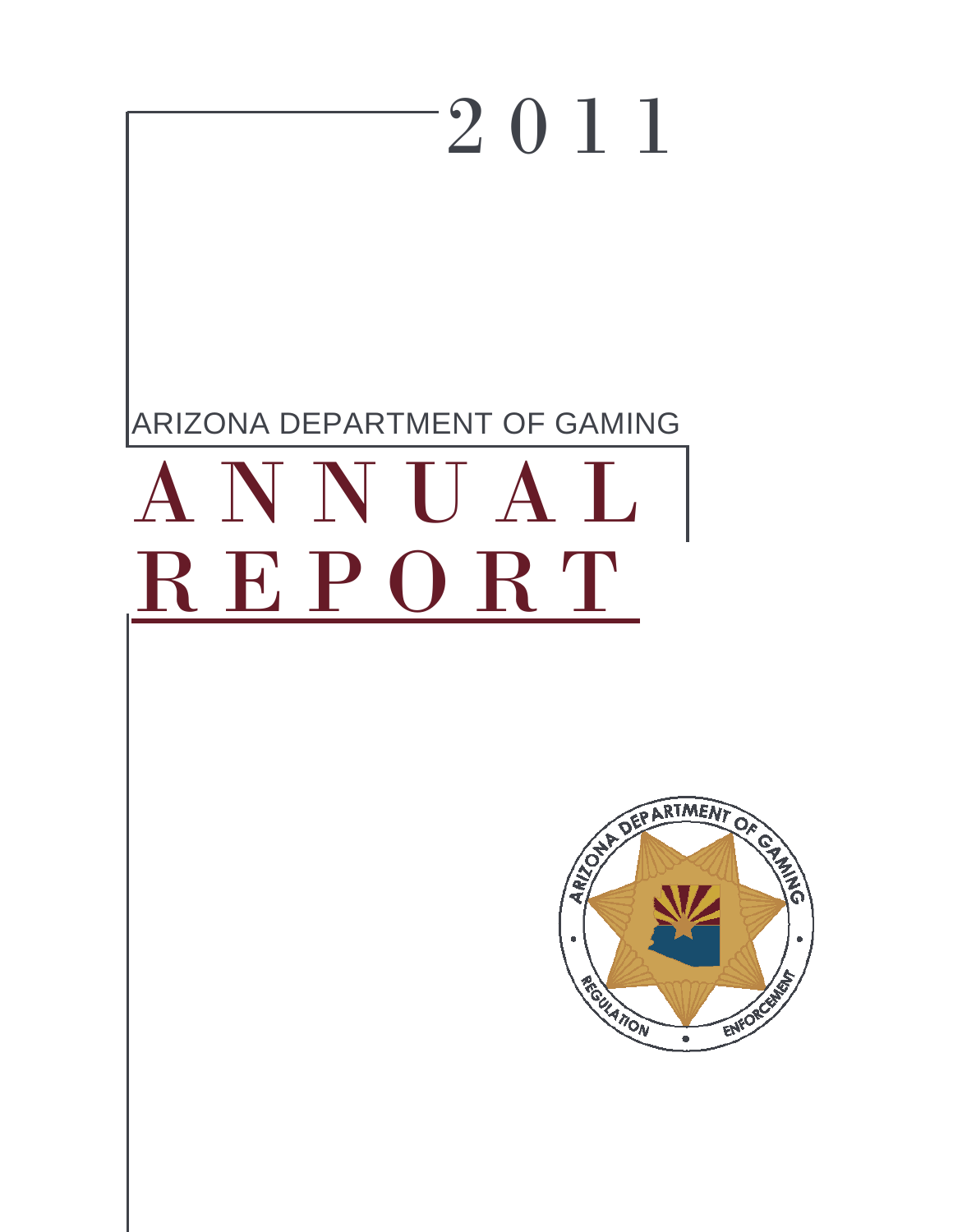# 2011

ARIZONA DEPARTMENT OF GAMING

# ANNUAL REPORT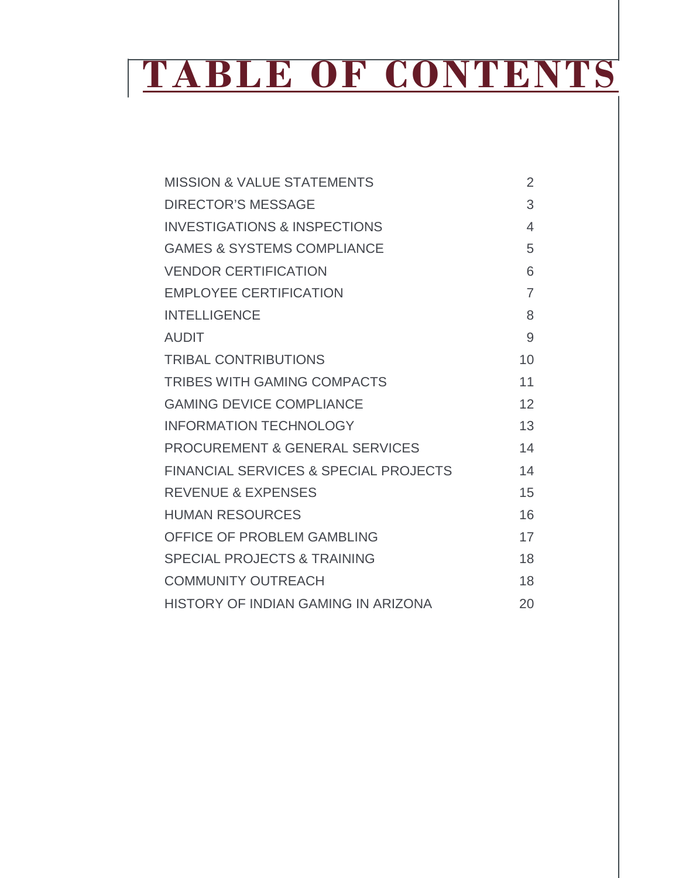# TABLE OF CONTENTS

| | |
|---|---|
| MISSION & VALUE STATEMENTS | 2 |
| DIRECTOR'S MESSAGE | 3 |
| INVESTIGATIONS & INSPECTIONS | 4 |
| GAMES & SYSTEMS COMPLIANCE | 5 |
| VENDOR CERTIFICATION | 6 |
| EMPLOYEE CERTIFICATION | 7 |
| INTELLIGENCE | 8 |
| AUDIT | 9 |
| TRIBAL CONTRIBUTIONS | 10 |
| TRIBES WITH GAMING COMPACTS | 11 |
| GAMING DEVICE COMPLIANCE | 12 |
| INFORMATION TECHNOLOGY | 13 |
| PROCUREMENT & GENERAL SERVICES | 14 |
| FINANCIAL SERVICES & SPECIAL PROJECTS | 14 |
| REVENUE & EXPENSES | 15 |
| HUMAN RESOURCES | 16 |
| OFFICE OF PROBLEM GAMBLING | 17 |
| SPECIAL PROJECTS & TRAINING | 18 |
| COMMUNITY OUTREACH | 18 |
| HISTORY OF INDIAN GAMING IN ARIZONA | 20 |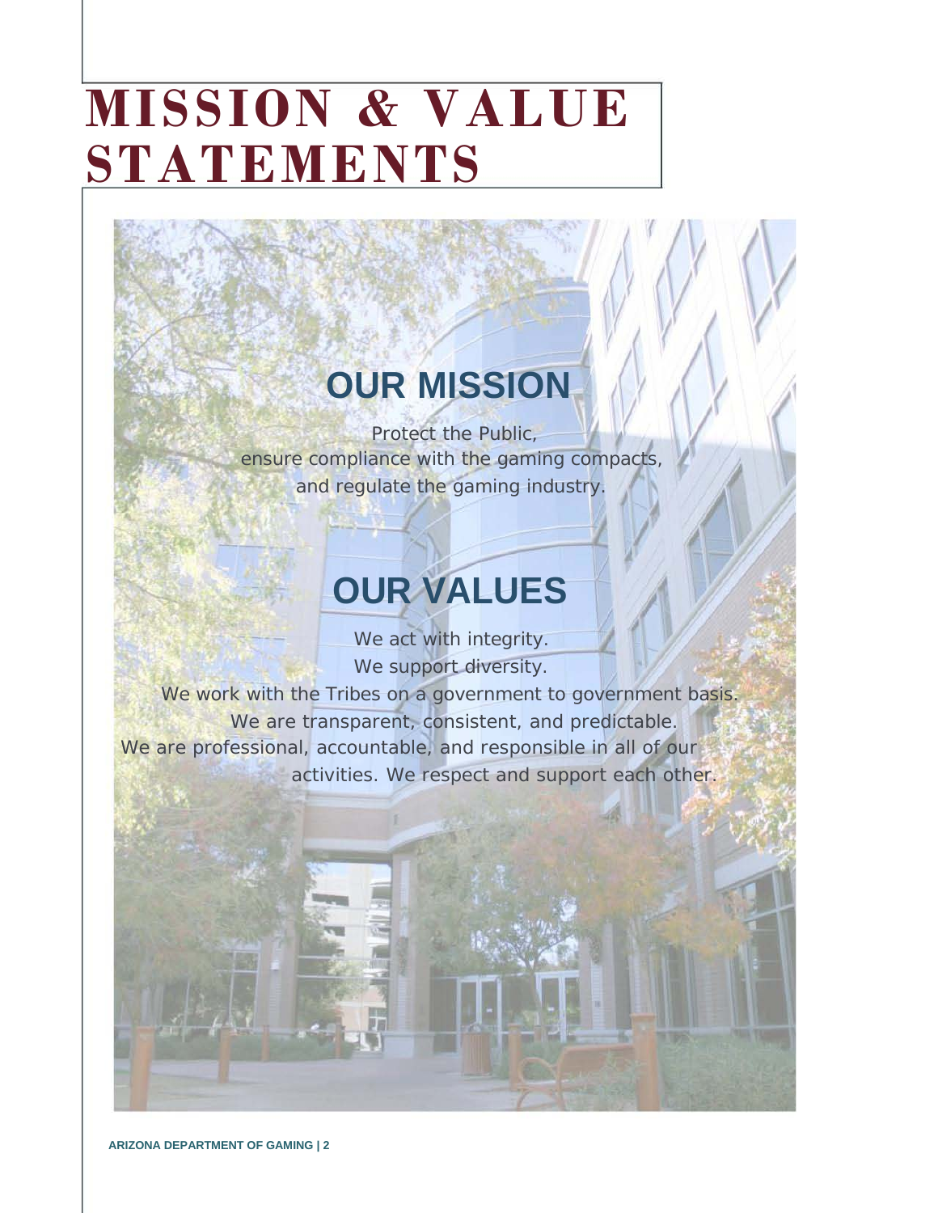# MISSION & VALUE STATEMENTS

## OUR MISSION

Protect the Public,
ensure compliance with the gaming compacts,
and regulate the gaming industry.

## OUR VALUES

We act with integrity.
We support diversity.
We work with the Tribes on a government to government basis.
We are transparent, consistent, and predictable.
We are professional, accountable, and responsible in all of our activities. We respect and support each other.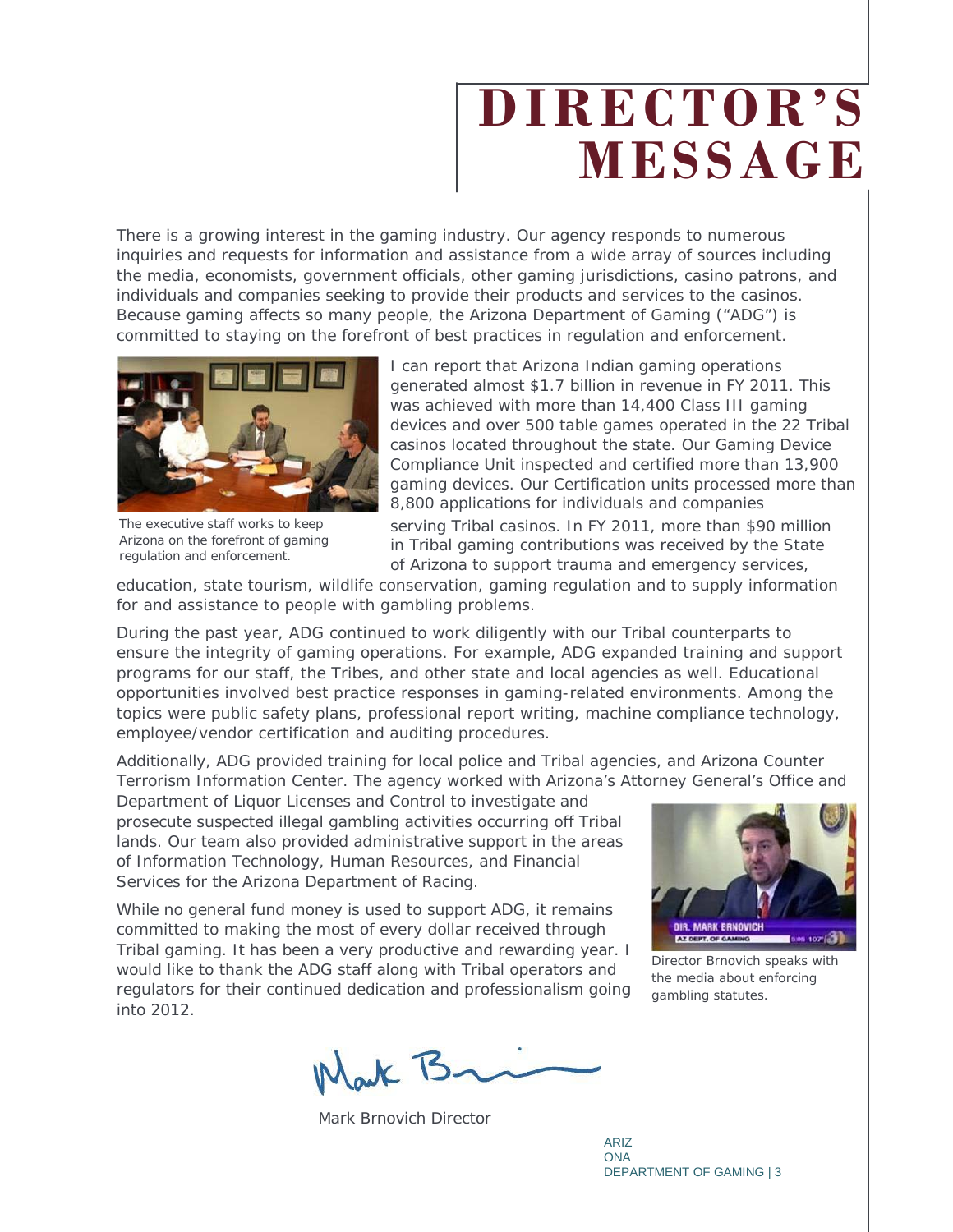# DIRECTOR'S MESSAGE

There is a growing interest in the gaming industry. Our agency responds to numerous inquiries and requests for information and assistance from a wide array of sources including the media, economists, government officials, other gaming jurisdictions, casino patrons, and individuals and companies seeking to provide their products and services to the casinos. Because gaming affects so many people, the Arizona Department of Gaming ("ADG") is committed to staying on the forefront of best practices in regulation and enforcement.

The executive staff works to keep Arizona on the forefront of gaming regulation and enforcement.

I can report that Arizona Indian gaming operations generated almost $1.7 billion in revenue in FY 2011. This was achieved with more than 14,400 Class III gaming devices and over 500 table games operated in the 22 Tribal casinos located throughout the state. Our Gaming Device Compliance Unit inspected and certified more than 13,900 gaming devices. Our Certification units processed more than 8,800 applications for individuals and companies serving Tribal casinos. In FY 2011, more than $90 million in Tribal gaming contributions was received by the State of Arizona to support trauma and emergency services, education, state tourism, wildlife conservation, gaming regulation and to supply information for and assistance to people with gambling problems.

During the past year, ADG continued to work diligently with our Tribal counterparts to ensure the integrity of gaming operations. For example, ADG expanded training and support programs for our staff, the Tribes, and other state and local agencies as well. Educational opportunities involved best practice responses in gaming-related environments. Among the topics were public safety plans, professional report writing, machine compliance technology, employee/vendor certification and auditing procedures.

Additionally, ADG provided training for local police and Tribal agencies, and Arizona Counter Terrorism Information Center. The agency worked with Arizona's Attorney General's Office and Department of Liquor Licenses and Control to investigate and prosecute suspected illegal gambling activities occurring off Tribal lands. Our team also provided administrative support in the areas of Information Technology, Human Resources, and Financial Services for the Arizona Department of Racing.

While no general fund money is used to support ADG, it remains committed to making the most of every dollar received through Tribal gaming. It has been a very productive and rewarding year. I would like to thank the ADG staff along with Tribal operators and regulators for their continued dedication and professionalism going into 2012.

Director Brnovich speaks with the media about enforcing gambling statutes.

Mark Brnovich Director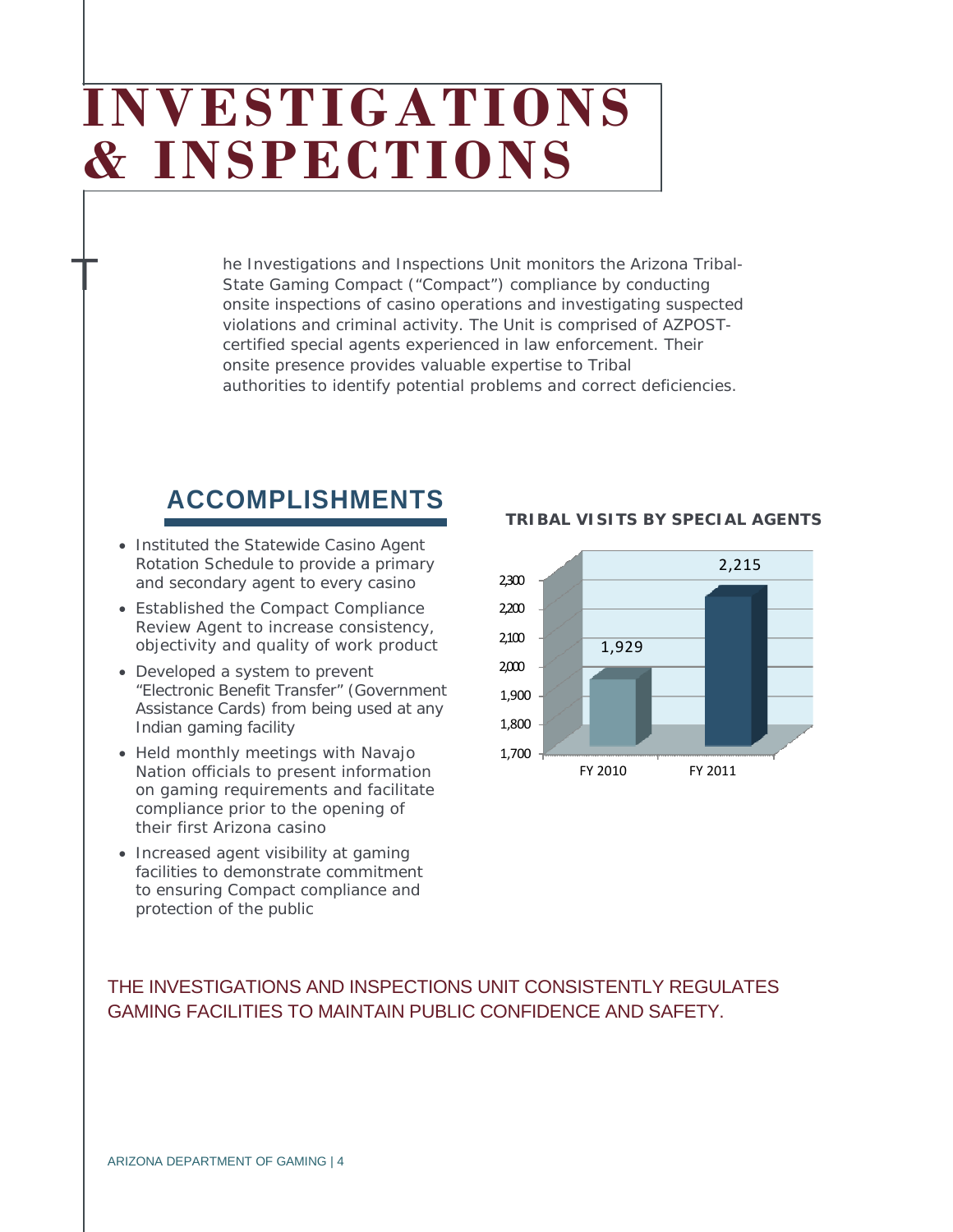# INVESTIGATIONS & INSPECTIONS

The Investigations and Inspections Unit monitors the Arizona Tribal-State Gaming Compact ("Compact") compliance by conducting onsite inspections of casino operations and investigating suspected violations and criminal activity. The Unit is comprised of AZPOST-certified special agents experienced in law enforcement. Their onsite presence provides valuable expertise to Tribal authorities to identify potential problems and correct deficiencies.

## ACCOMPLISHMENTS

- Instituted the Statewide Casino Agent Rotation Schedule to provide a primary and secondary agent to every casino
- Established the Compact Compliance Review Agent to increase consistency, objectivity and quality of work product
- Developed a system to prevent "Electronic Benefit Transfer" (Government Assistance Cards) from being used at any Indian gaming facility
- Held monthly meetings with Navajo Nation officials to present information on gaming requirements and facilitate compliance prior to the opening of their first Arizona casino
- Increased agent visibility at gaming facilities to demonstrate commitment to ensuring Compact compliance and protection of the public

**TRIBAL VISITS BY SPECIAL AGENTS**

| | FY 2010 | FY 2011 |
|---|---|---|
| Tribal Visits | 1,929 | 2,215 |

THE INVESTIGATIONS AND INSPECTIONS UNIT CONSISTENTLY REGULATES GAMING FACILITIES TO MAINTAIN PUBLIC CONFIDENCE AND SAFETY.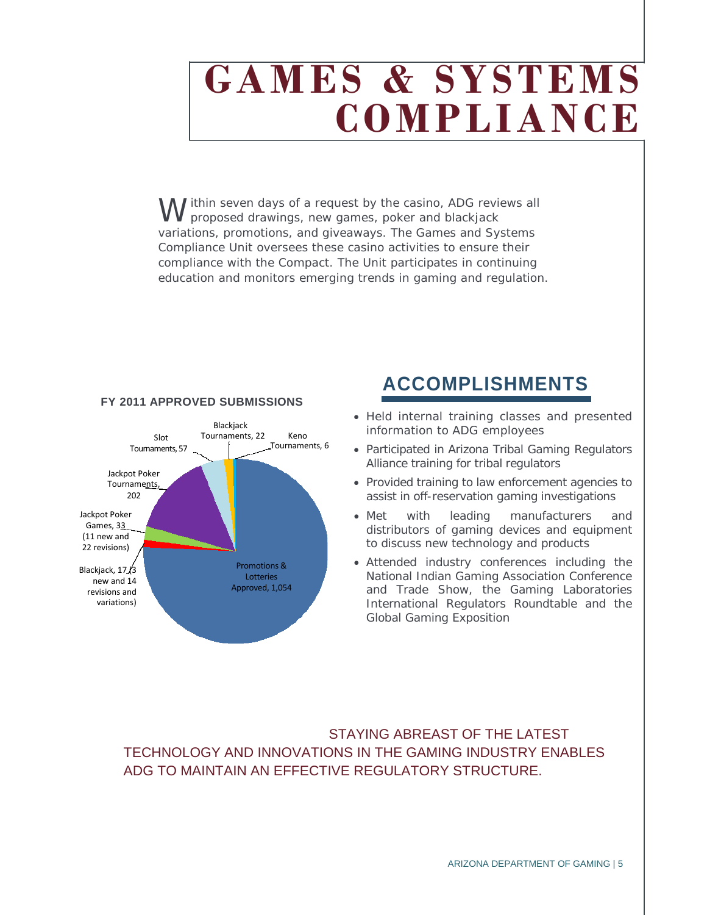# GAMES & SYSTEMS COMPLIANCE

Within seven days of a request by the casino, ADG reviews all proposed drawings, new games, poker and blackjack variations, promotions, and giveaways. The Games and Systems Compliance Unit oversees these casino activities to ensure their compliance with the Compact. The Unit participates in continuing education and monitors emerging trends in gaming and regulation.

**FY 2011 APPROVED SUBMISSIONS**

| Category | Count |
|---|---|
| Promotions & Lotteries Approved | 1,054 |
| Jackpot Poker Tournaments | 202 |
| Slot Tournaments | 57 |
| Jackpot Poker Games (11 new and 22 revisions) | 33 |
| Blackjack Tournaments | 22 |
| Blackjack (3 new and 14 revisions and variations) | 17 |
| Keno Tournaments | 6 |

## ACCOMPLISHMENTS

- Held internal training classes and presented information to ADG employees
- Participated in Arizona Tribal Gaming Regulators Alliance training for tribal regulators
- Provided training to law enforcement agencies to assist in off-reservation gaming investigations
- Met with leading manufacturers and distributors of gaming devices and equipment to discuss new technology and products
- Attended industry conferences including the National Indian Gaming Association Conference and Trade Show, the Gaming Laboratories International Regulators Roundtable and the Global Gaming Exposition

STAYING ABREAST OF THE LATEST TECHNOLOGY AND INNOVATIONS IN THE GAMING INDUSTRY ENABLES ADG TO MAINTAIN AN EFFECTIVE REGULATORY STRUCTURE.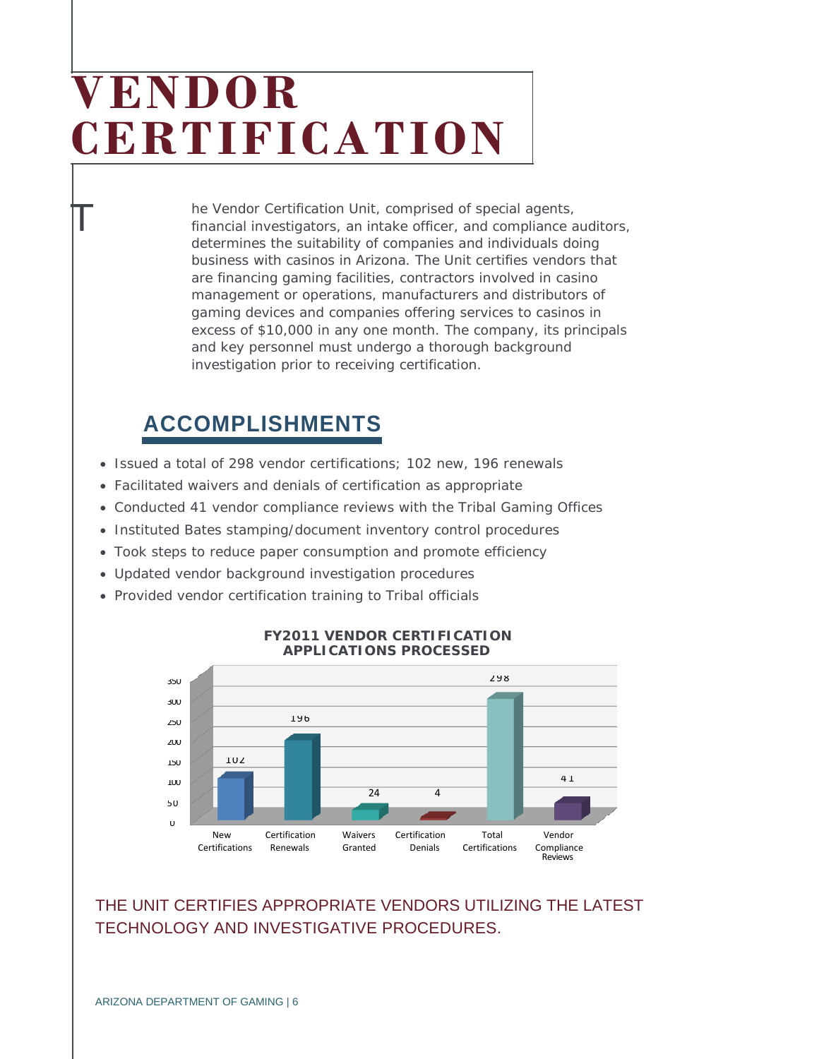# VENDOR CERTIFICATION

The Vendor Certification Unit, comprised of special agents, financial investigators, an intake officer, and compliance auditors, determines the suitability of companies and individuals doing business with casinos in Arizona. The Unit certifies vendors that are financing gaming facilities, contractors involved in casino management or operations, manufacturers and distributors of gaming devices and companies offering services to casinos in excess of $10,000 in any one month. The company, its principals and key personnel must undergo a thorough background investigation prior to receiving certification.

## ACCOMPLISHMENTS

- Issued a total of 298 vendor certifications; 102 new, 196 renewals
- Facilitated waivers and denials of certification as appropriate
- Conducted 41 vendor compliance reviews with the Tribal Gaming Offices
- Instituted Bates stamping/document inventory control procedures
- Took steps to reduce paper consumption and promote efficiency
- Updated vendor background investigation procedures
- Provided vendor certification training to Tribal officials

**FY2011 VENDOR CERTIFICATION APPLICATIONS PROCESSED**

| Category | Count |
|---|---|
| New Certifications | 102 |
| Certification Renewals | 196 |
| Waivers Granted | 24 |
| Certification Denials | 4 |
| Total Certifications | 298 |
| Vendor Compliance Reviews | 41 |

THE UNIT CERTIFIES APPROPRIATE VENDORS UTILIZING THE LATEST TECHNOLOGY AND INVESTIGATIVE PROCEDURES.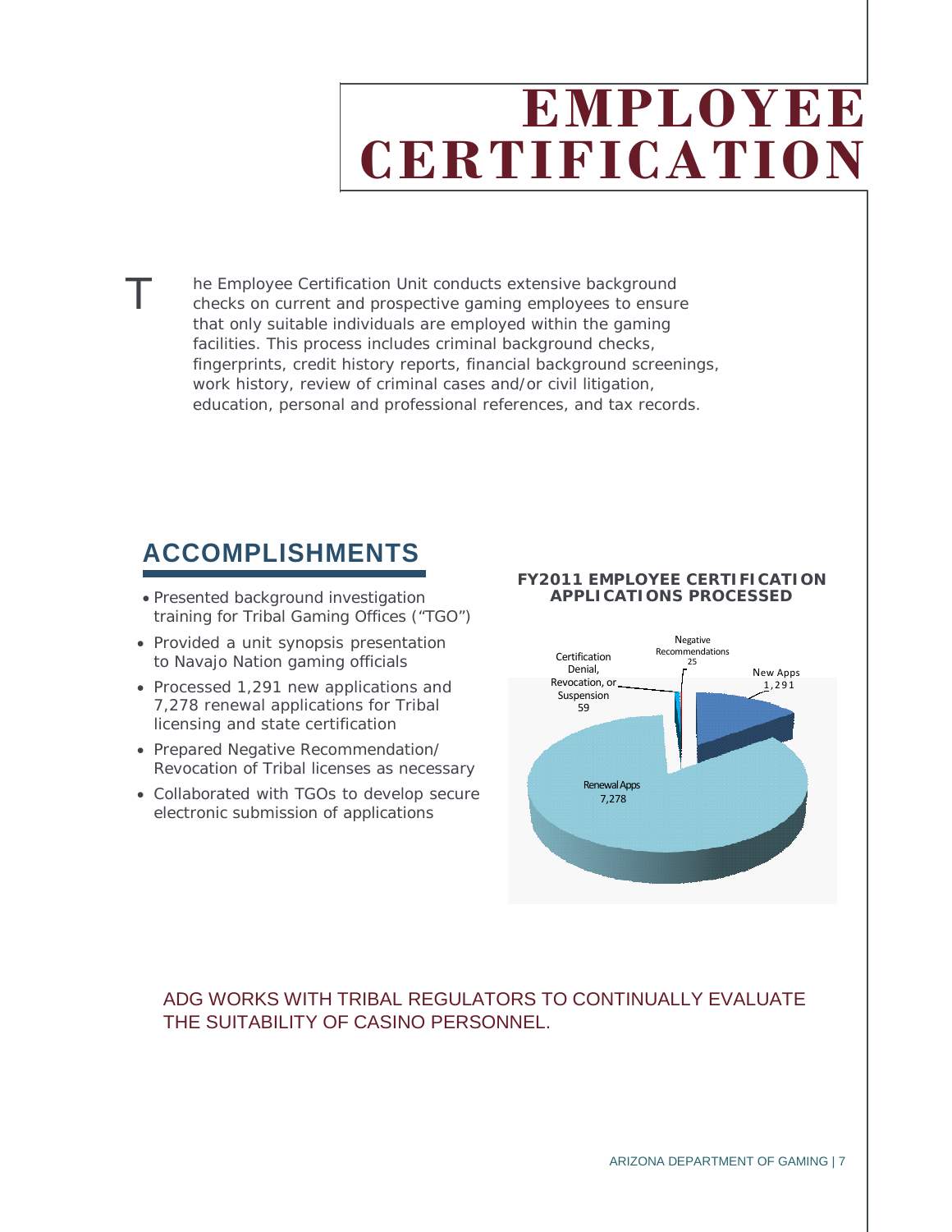# EMPLOYEE CERTIFICATION

The Employee Certification Unit conducts extensive background checks on current and prospective gaming employees to ensure that only suitable individuals are employed within the gaming facilities. This process includes criminal background checks, fingerprints, credit history reports, financial background screenings, work history, review of criminal cases and/or civil litigation, education, personal and professional references, and tax records.

## ACCOMPLISHMENTS

- Presented background investigation training for Tribal Gaming Offices ("TGO")
- Provided a unit synopsis presentation to Navajo Nation gaming officials
- Processed 1,291 new applications and 7,278 renewal applications for Tribal licensing and state certification
- Prepared Negative Recommendation/ Revocation of Tribal licenses as necessary
- Collaborated with TGOs to develop secure electronic submission of applications

**FY2011 EMPLOYEE CERTIFICATION APPLICATIONS PROCESSED**

Negative Recommendations 25

Certification Denial, Revocation, or Suspension 59

New Apps 1,291

Renewal Apps 7,278

ADG WORKS WITH TRIBAL REGULATORS TO CONTINUALLY EVALUATE THE SUITABILITY OF CASINO PERSONNEL.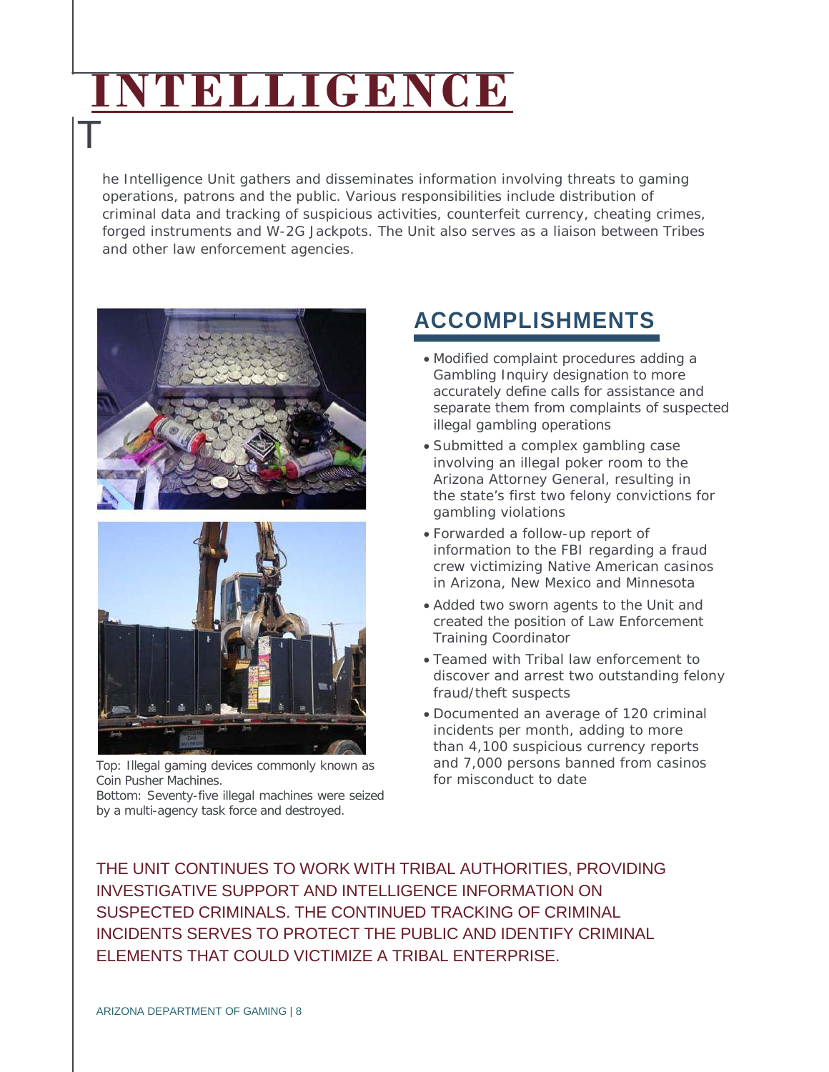# INTELLIGENCE

The Intelligence Unit gathers and disseminates information involving threats to gaming operations, patrons and the public. Various responsibilities include distribution of criminal data and tracking of suspicious activities, counterfeit currency, cheating crimes, forged instruments and W-2G Jackpots. The Unit also serves as a liaison between Tribes and other law enforcement agencies.

Top: Illegal gaming devices commonly known as Coin Pusher Machines.
Bottom: Seventy-five illegal machines were seized by a multi-agency task force and destroyed.

## ACCOMPLISHMENTS

- Modified complaint procedures adding a Gambling Inquiry designation to more accurately define calls for assistance and separate them from complaints of suspected illegal gambling operations
- Submitted a complex gambling case involving an illegal poker room to the Arizona Attorney General, resulting in the state's first two felony convictions for gambling violations
- Forwarded a follow-up report of information to the FBI regarding a fraud crew victimizing Native American casinos in Arizona, New Mexico and Minnesota
- Added two sworn agents to the Unit and created the position of Law Enforcement Training Coordinator
- Teamed with Tribal law enforcement to discover and arrest two outstanding felony fraud/theft suspects
- Documented an average of 120 criminal incidents per month, adding to more than 4,100 suspicious currency reports and 7,000 persons banned from casinos for misconduct to date

THE UNIT CONTINUES TO WORK WITH TRIBAL AUTHORITIES, PROVIDING INVESTIGATIVE SUPPORT AND INTELLIGENCE INFORMATION ON SUSPECTED CRIMINALS. THE CONTINUED TRACKING OF CRIMINAL INCIDENTS SERVES TO PROTECT THE PUBLIC AND IDENTIFY CRIMINAL ELEMENTS THAT COULD VICTIMIZE A TRIBAL ENTERPRISE.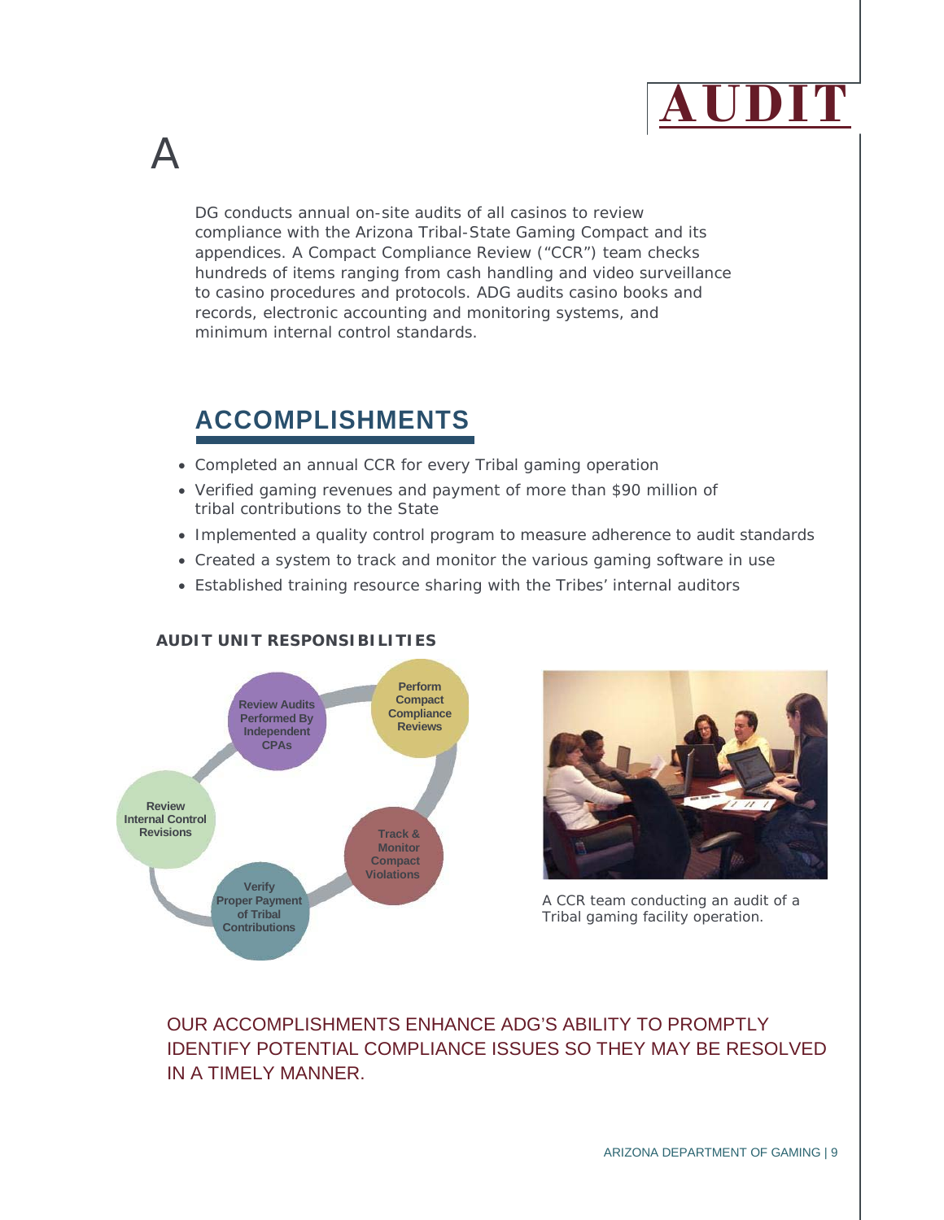# AUDIT

ADG conducts annual on-site audits of all casinos to review compliance with the Arizona Tribal-State Gaming Compact and its appendices. A Compact Compliance Review ("CCR") team checks hundreds of items ranging from cash handling and video surveillance to casino procedures and protocols. ADG audits casino books and records, electronic accounting and monitoring systems, and minimum internal control standards.

## ACCOMPLISHMENTS

- Completed an annual CCR for every Tribal gaming operation
- Verified gaming revenues and payment of more than $90 million of tribal contributions to the State
- Implemented a quality control program to measure adherence to audit standards
- Created a system to track and monitor the various gaming software in use
- Established training resource sharing with the Tribes' internal auditors

**AUDIT UNIT RESPONSIBILITIES**

- Perform Compact Compliance Reviews
- Track & Monitor Compact Violations
- Verify Proper Payment of Tribal Contributions
- Review Internal Control Revisions
- Review Audits Performed By Independent CPAs

A CCR team conducting an audit of a Tribal gaming facility operation.

OUR ACCOMPLISHMENTS ENHANCE ADG'S ABILITY TO PROMPTLY IDENTIFY POTENTIAL COMPLIANCE ISSUES SO THEY MAY BE RESOLVED IN A TIMELY MANNER.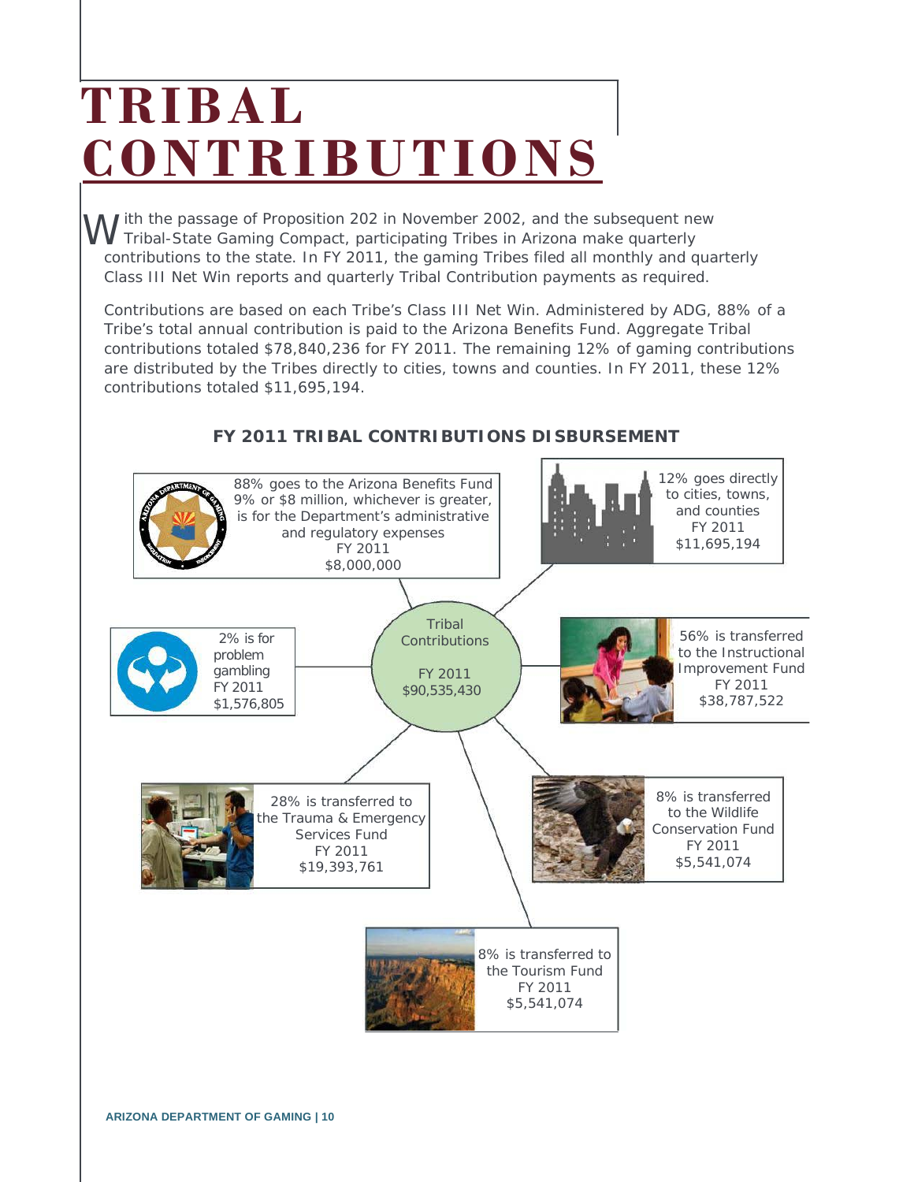# TRIBAL CONTRIBUTIONS

With the passage of Proposition 202 in November 2002, and the subsequent new Tribal-State Gaming Compact, participating Tribes in Arizona make quarterly contributions to the state. In FY 2011, the gaming Tribes filed all monthly and quarterly Class III Net Win reports and quarterly Tribal Contribution payments as required.

Contributions are based on each Tribe's Class III Net Win. Administered by ADG, 88% of a Tribe's total annual contribution is paid to the Arizona Benefits Fund. Aggregate Tribal contributions totaled $78,840,236 for FY 2011. The remaining 12% of gaming contributions are distributed by the Tribes directly to cities, towns and counties. In FY 2011, these 12% contributions totaled $11,695,194.

## FY 2011 TRIBAL CONTRIBUTIONS DISBURSEMENT

Tribal Contributions
FY 2011
$90,535,430

88% goes to the Arizona Benefits Fund
9% or $8 million, whichever is greater, is for the Department's administrative and regulatory expenses
FY 2011
$8,000,000

12% goes directly to cities, towns, and counties
FY 2011
$11,695,194

2% is for problem gambling
FY 2011
$1,576,805

56% is transferred to the Instructional Improvement Fund
FY 2011
$38,787,522

28% is transferred to the Trauma & Emergency Services Fund
FY 2011
$19,393,761

8% is transferred to the Wildlife Conservation Fund
FY 2011
$5,541,074

8% is transferred to the Tourism Fund
FY 2011
$5,541,074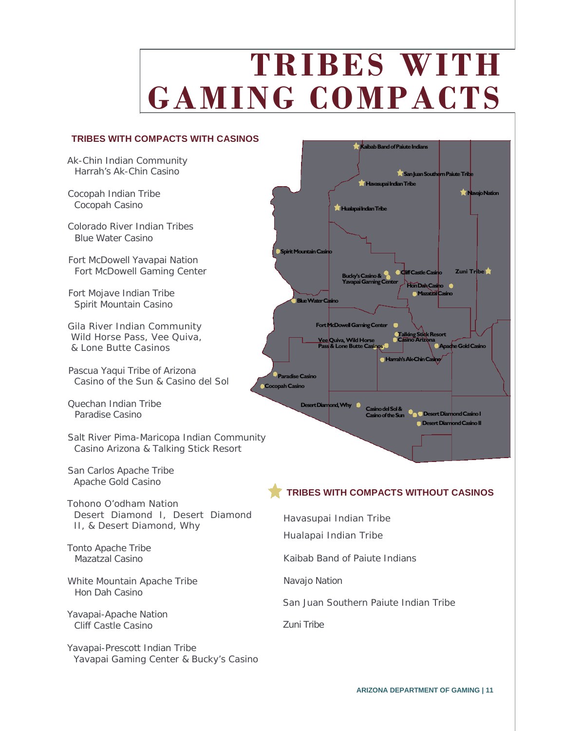# TRIBES WITH GAMING COMPACTS

## TRIBES WITH COMPACTS WITH CASINOS

Ak-Chin Indian Community
 Harrah's Ak-Chin Casino

Cocopah Indian Tribe
 Cocopah Casino

Colorado River Indian Tribes
 Blue Water Casino

Fort McDowell Yavapai Nation
 Fort McDowell Gaming Center

Fort Mojave Indian Tribe
 Spirit Mountain Casino

Gila River Indian Community
 Wild Horse Pass, Vee Quiva, & Lone Butte Casinos

Pascua Yaqui Tribe of Arizona
 Casino of the Sun & Casino del Sol

Quechan Indian Tribe
 Paradise Casino

Salt River Pima-Maricopa Indian Community
 Casino Arizona & Talking Stick Resort

San Carlos Apache Tribe
 Apache Gold Casino

Tohono O'odham Nation
 Desert Diamond I, Desert Diamond II, & Desert Diamond, Why

Tonto Apache Tribe
 Mazatzal Casino

White Mountain Apache Tribe
 Hon Dah Casino

Yavapai-Apache Nation
 Cliff Castle Casino

Yavapai-Prescott Indian Tribe
 Yavapai Gaming Center & Bucky's Casino

## TRIBES WITH COMPACTS WITHOUT CASINOS

Havasupai Indian Tribe

Hualapai Indian Tribe

Kaibab Band of Paiute Indians

Navajo Nation

San Juan Southern Paiute Indian Tribe

Zuni Tribe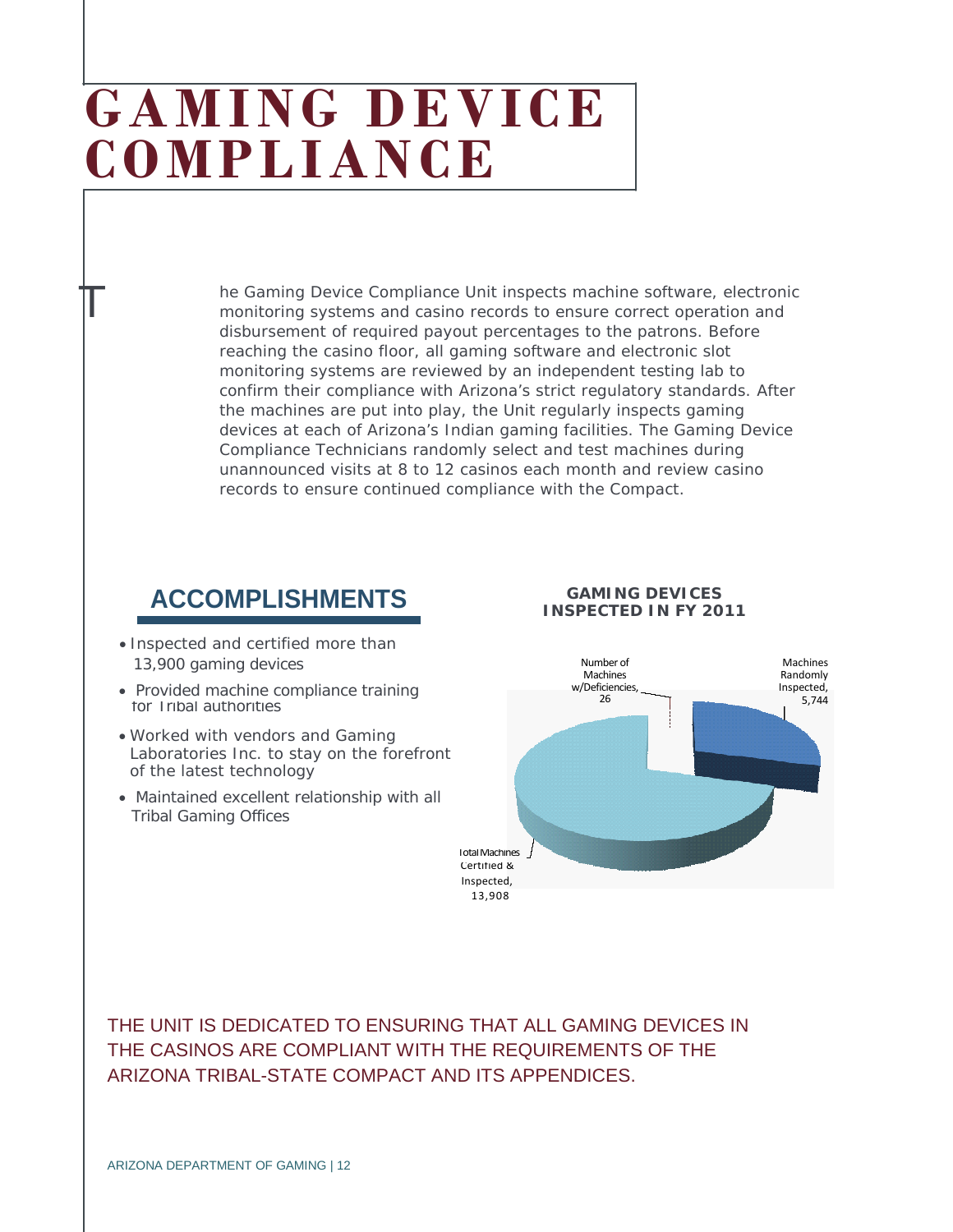# GAMING DEVICE COMPLIANCE

The Gaming Device Compliance Unit inspects machine software, electronic monitoring systems and casino records to ensure correct operation and disbursement of required payout percentages to the patrons. Before reaching the casino floor, all gaming software and electronic slot monitoring systems are reviewed by an independent testing lab to confirm their compliance with Arizona's strict regulatory standards. After the machines are put into play, the Unit regularly inspects gaming devices at each of Arizona's Indian gaming facilities. The Gaming Device Compliance Technicians randomly select and test machines during unannounced visits at 8 to 12 casinos each month and review casino records to ensure continued compliance with the Compact.

## ACCOMPLISHMENTS

- Inspected and certified more than 13,900 gaming devices
- Provided machine compliance training for Tribal authorities
- Worked with vendors and Gaming Laboratories Inc. to stay on the forefront of the latest technology
- Maintained excellent relationship with all Tribal Gaming Offices

**GAMING DEVICES INSPECTED IN FY 2011**

Number of Machines w/Deficiencies, 26

Machines Randomly Inspected, 5,744

Total Machines Certified & Inspected, 13,908

THE UNIT IS DEDICATED TO ENSURING THAT ALL GAMING DEVICES IN THE CASINOS ARE COMPLIANT WITH THE REQUIREMENTS OF THE ARIZONA TRIBAL-STATE COMPACT AND ITS APPENDICES.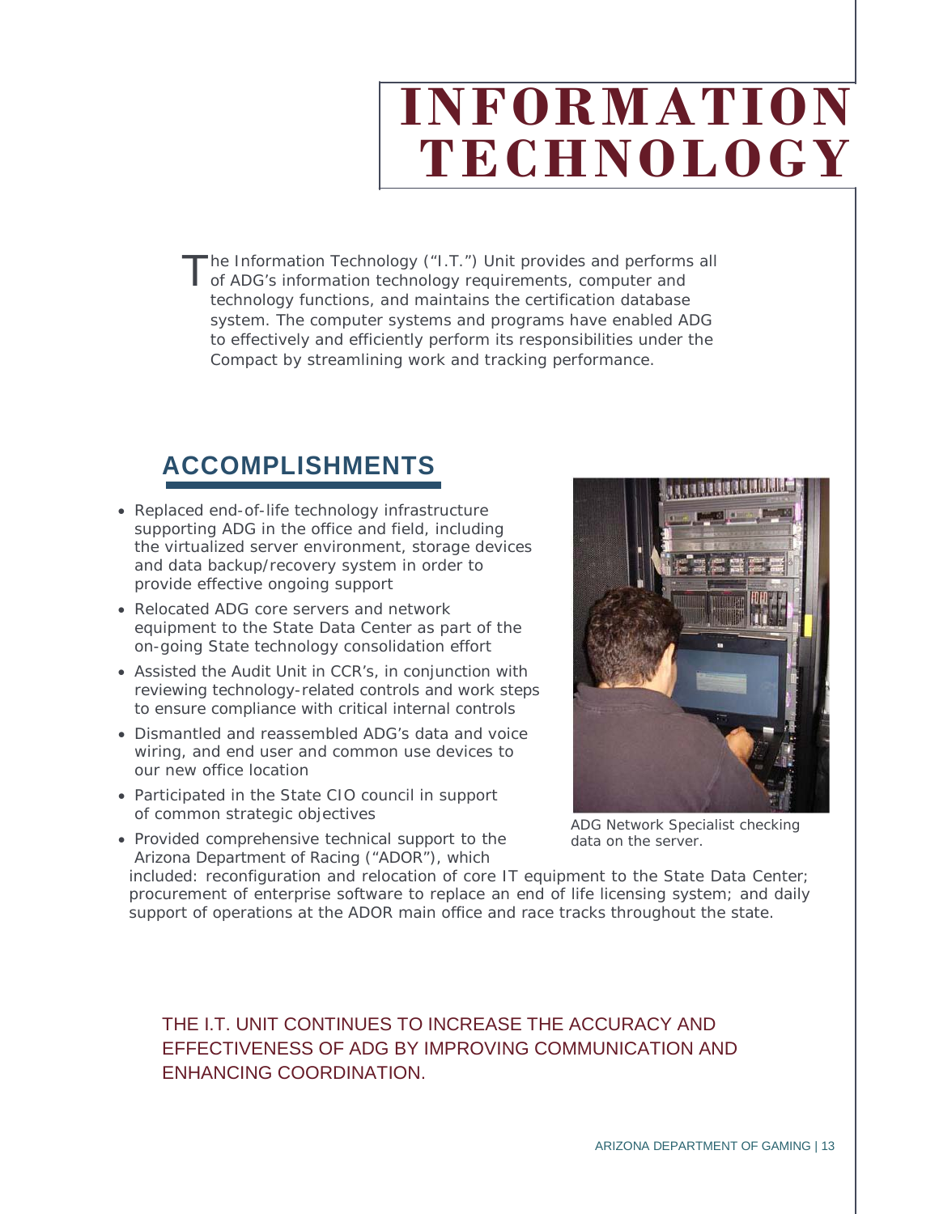# INFORMATION TECHNOLOGY

The Information Technology ("I.T.") Unit provides and performs all of ADG's information technology requirements, computer and technology functions, and maintains the certification database system. The computer systems and programs have enabled ADG to effectively and efficiently perform its responsibilities under the Compact by streamlining work and tracking performance.

## ACCOMPLISHMENTS

- Replaced end-of-life technology infrastructure supporting ADG in the office and field, including the virtualized server environment, storage devices and data backup/recovery system in order to provide effective ongoing support
- Relocated ADG core servers and network equipment to the State Data Center as part of the on-going State technology consolidation effort
- Assisted the Audit Unit in CCR's, in conjunction with reviewing technology-related controls and work steps to ensure compliance with critical internal controls
- Dismantled and reassembled ADG's data and voice wiring, and end user and common use devices to our new office location
- Participated in the State CIO council in support of common strategic objectives
- Provided comprehensive technical support to the Arizona Department of Racing ("ADOR"), which included: reconfiguration and relocation of core IT equipment to the State Data Center; procurement of enterprise software to replace an end of life licensing system; and daily support of operations at the ADOR main office and race tracks throughout the state.

ADG Network Specialist checking data on the server.

THE I.T. UNIT CONTINUES TO INCREASE THE ACCURACY AND EFFECTIVENESS OF ADG BY IMPROVING COMMUNICATION AND ENHANCING COORDINATION.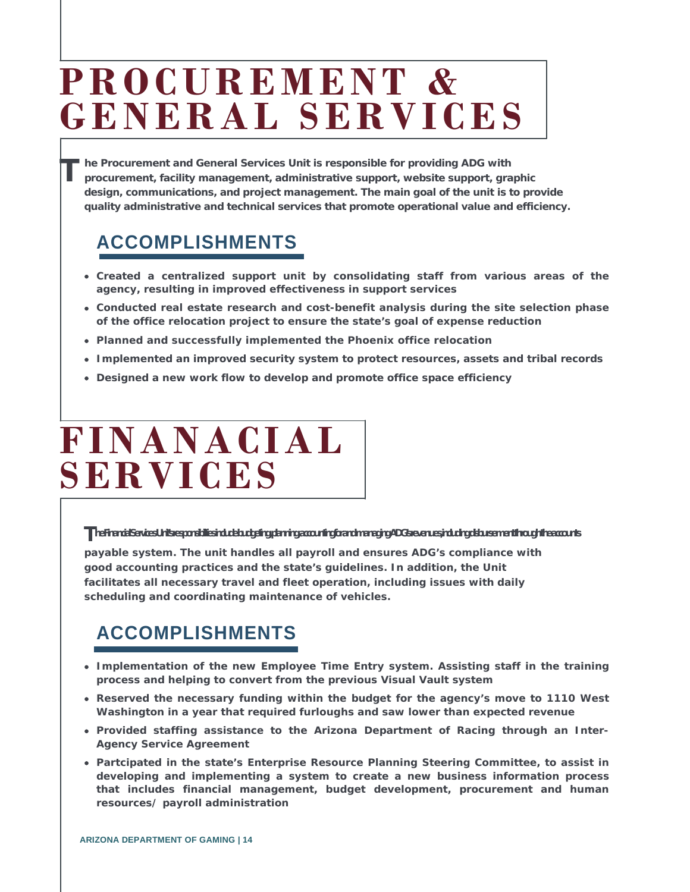# PROCUREMENT & GENERAL SERVICES

**The Procurement and General Services Unit is responsible for providing ADG with procurement, facility management, administrative support, website support, graphic design, communications, and project management. The main goal of the unit is to provide quality administrative and technical services that promote operational value and efficiency.**

## ACCOMPLISHMENTS

- **Created a centralized support unit by consolidating staff from various areas of the agency, resulting in improved effectiveness in support services**
- **Conducted real estate research and cost-benefit analysis during the site selection phase of the office relocation project to ensure the state's goal of expense reduction**
- **Planned and successfully implemented the Phoenix office relocation**
- **Implemented an improved security system to protect resources, assets and tribal records**
- **Designed a new work flow to develop and promote office space efficiency**

# FINANACIAL SERVICES

**The Financial Services Unit's responsibilities include budgeting, planning, accounting for and managing ADG's revenues, including disbursement through the accounts payable system. The unit handles all payroll and ensures ADG's compliance with good accounting practices and the state's guidelines. In addition, the Unit facilitates all necessary travel and fleet operation, including issues with daily scheduling and coordinating maintenance of vehicles.**

## ACCOMPLISHMENTS

- **Implementation of the new Employee Time Entry system. Assisting staff in the training process and helping to convert from the previous Visual Vault system**
- **Reserved the necessary funding within the budget for the agency's move to 1110 West Washington in a year that required furloughs and saw lower than expected revenue**
- **Provided staffing assistance to the Arizona Department of Racing through an Inter-Agency Service Agreement**
- **Partcipated in the state's Enterprise Resource Planning Steering Committee, to assist in developing and implementing a system to create a new business information process that includes financial management, budget development, procurement and human resources/ payroll administration**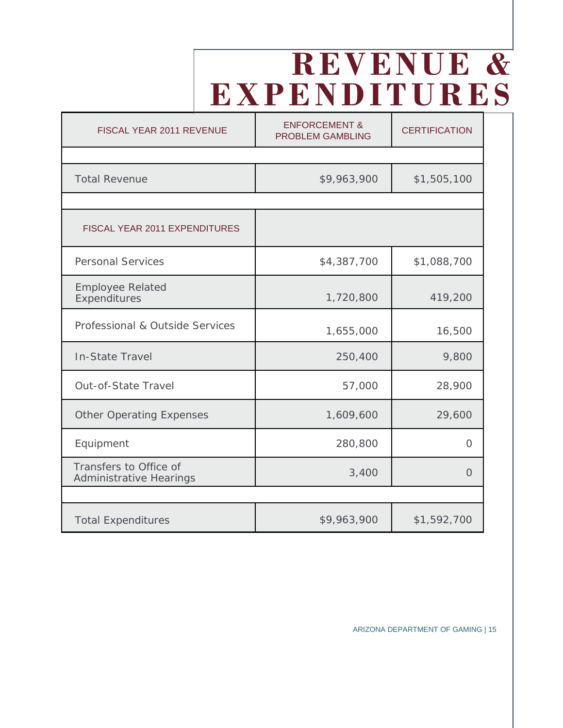# REVENUE & EXPENDITURES

| FISCAL YEAR 2011 REVENUE | ENFORCEMENT & PROBLEM GAMBLING | CERTIFICATION |
|---|---|---|
| | | |
| Total Revenue | $9,963,900 | $1,505,100 |
| | | |
| FISCAL YEAR 2011 EXPENDITURES | | |
| Personal Services | $4,387,700 | $1,088,700 |
| Employee Related Expenditures | 1,720,800 | 419,200 |
| Professional & Outside Services | 1,655,000 | 16,500 |
| In-State Travel | 250,400 | 9,800 |
| Out-of-State Travel | 57,000 | 28,900 |
| Other Operating Expenses | 1,609,600 | 29,600 |
| Equipment | 280,800 | 0 |
| Transfers to Office of Administrative Hearings | 3,400 | 0 |
| | | |
| Total Expenditures | $9,963,900 | $1,592,700 |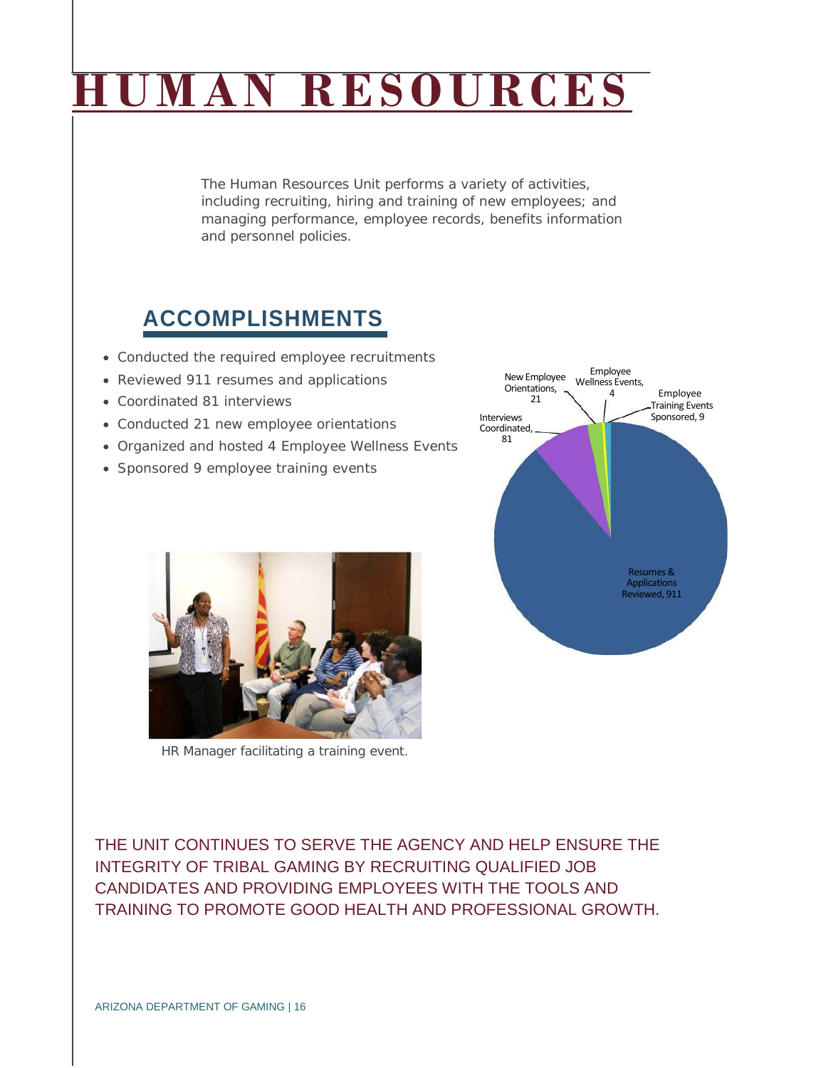# HUMAN RESOURCES

The Human Resources Unit performs a variety of activities, including recruiting, hiring and training of new employees; and managing performance, employee records, benefits information and personnel policies.

## ACCOMPLISHMENTS

- Conducted the required employee recruitments
- Reviewed 911 resumes and applications
- Coordinated 81 interviews
- Conducted 21 new employee orientations
- Organized and hosted 4 Employee Wellness Events
- Sponsored 9 employee training events

New Employee Orientations, 21

Employee Wellness Events, 4

Employee Training Events Sponsored, 9

Interviews Coordinated, 81

Resumes & Applications Reviewed, 911

HR Manager facilitating a training event.

THE UNIT CONTINUES TO SERVE THE AGENCY AND HELP ENSURE THE INTEGRITY OF TRIBAL GAMING BY RECRUITING QUALIFIED JOB CANDIDATES AND PROVIDING EMPLOYEES WITH THE TOOLS AND TRAINING TO PROMOTE GOOD HEALTH AND PROFESSIONAL GROWTH.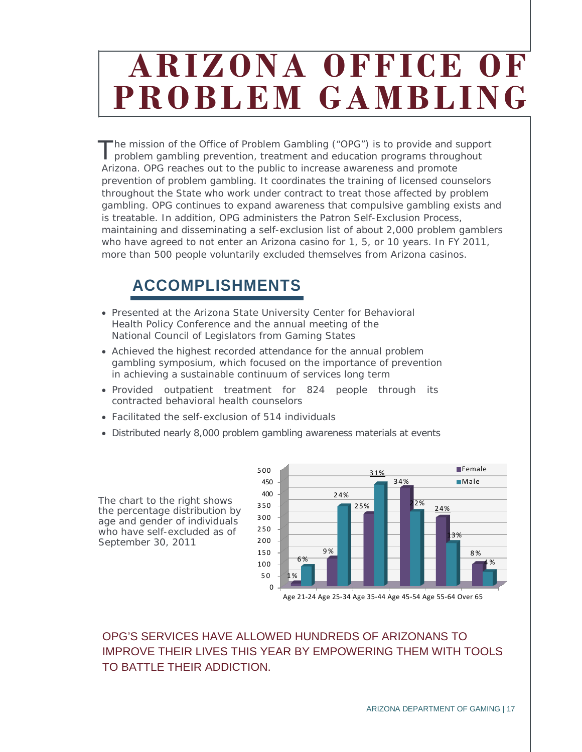# ARIZONA OFFICE OF PROBLEM GAMBLING

The mission of the Office of Problem Gambling ("OPG") is to provide and support problem gambling prevention, treatment and education programs throughout Arizona. OPG reaches out to the public to increase awareness and promote prevention of problem gambling. It coordinates the training of licensed counselors throughout the State who work under contract to treat those affected by problem gambling. OPG continues to expand awareness that compulsive gambling exists and is treatable. In addition, OPG administers the Patron Self-Exclusion Process, maintaining and disseminating a self-exclusion list of about 2,000 problem gamblers who have agreed to not enter an Arizona casino for 1, 5, or 10 years. In FY 2011, more than 500 people voluntarily excluded themselves from Arizona casinos.

## ACCOMPLISHMENTS

- Presented at the Arizona State University Center for Behavioral Health Policy Conference and the annual meeting of the National Council of Legislators from Gaming States
- Achieved the highest recorded attendance for the annual problem gambling symposium, which focused on the importance of prevention in achieving a sustainable continuum of services long term
- Provided outpatient treatment for 824 people through its contracted behavioral health counselors
- Facilitated the self-exclusion of 514 individuals
- Distributed nearly 8,000 problem gambling awareness materials at events

The chart to the right shows the percentage distribution by age and gender of individuals who have self-excluded as of September 30, 2011

| Age group | Female | Male |
|---|---|---|
| Age 21-24 | 1% | 6% |
| Age 25-34 | 9% | 24% |
| Age 35-44 | 25% | 31% |
| Age 45-54 | 34% | 22% |
| Age 55-64 | 24% | 13% |
| Over 65 | 8% | 4% |

OPG'S SERVICES HAVE ALLOWED HUNDREDS OF ARIZONANS TO IMPROVE THEIR LIVES THIS YEAR BY EMPOWERING THEM WITH TOOLS TO BATTLE THEIR ADDICTION.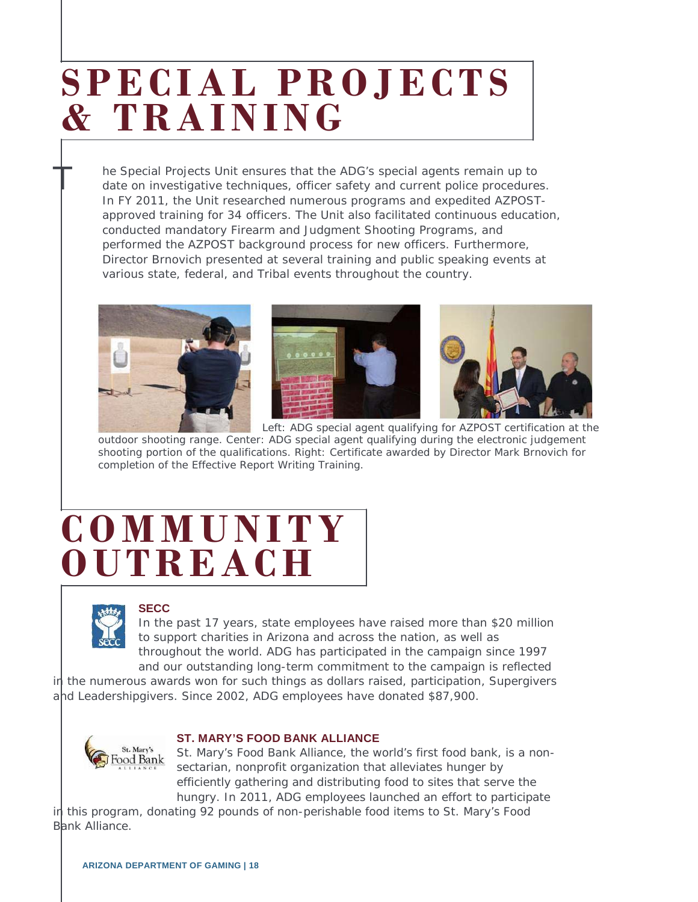# SPECIAL PROJECTS & TRAINING

The Special Projects Unit ensures that the ADG's special agents remain up to date on investigative techniques, officer safety and current police procedures. In FY 2011, the Unit researched numerous programs and expedited AZPOST-approved training for 34 officers. The Unit also facilitated continuous education, conducted mandatory Firearm and Judgment Shooting Programs, and performed the AZPOST background process for new officers. Furthermore, Director Brnovich presented at several training and public speaking events at various state, federal, and Tribal events throughout the country.

Left: ADG special agent qualifying for AZPOST certification at the outdoor shooting range. Center: ADG special agent qualifying during the electronic judgement shooting portion of the qualifications. Right: Certificate awarded by Director Mark Brnovich for completion of the Effective Report Writing Training.

# COMMUNITY OUTREACH

### SECC

In the past 17 years, state employees have raised more than $20 million to support charities in Arizona and across the nation, as well as throughout the world. ADG has participated in the campaign since 1997 and our outstanding long-term commitment to the campaign is reflected in the numerous awards won for such things as dollars raised, participation, Supergivers and Leadershipgivers. Since 2002, ADG employees have donated $87,900.

### ST. MARY'S FOOD BANK ALLIANCE

St. Mary's Food Bank Alliance, the world's first food bank, is a non-sectarian, nonprofit organization that alleviates hunger by efficiently gathering and distributing food to sites that serve the hungry. In 2011, ADG employees launched an effort to participate in this program, donating 92 pounds of non-perishable food items to St. Mary's Food Bank Alliance.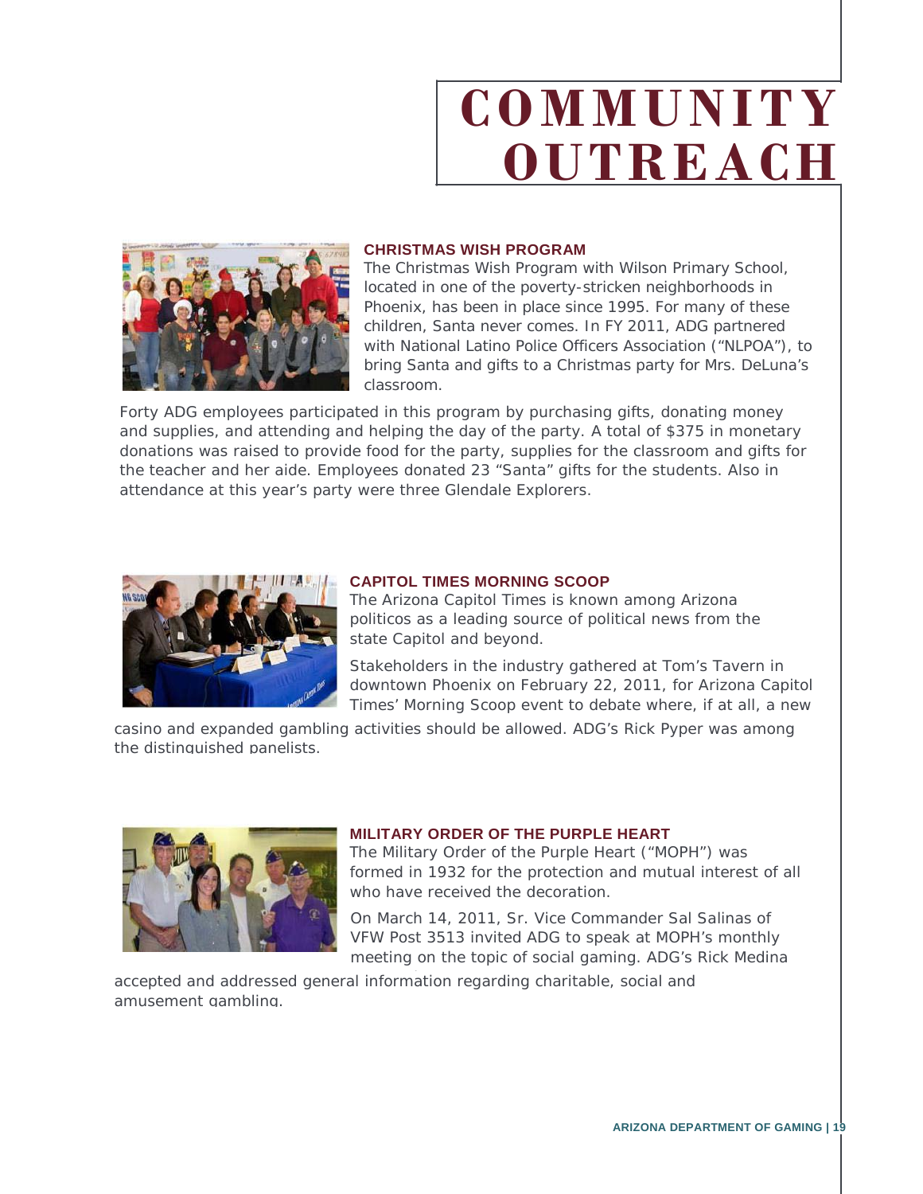# COMMUNITY OUTREACH

### CHRISTMAS WISH PROGRAM

The Christmas Wish Program with Wilson Primary School, located in one of the poverty-stricken neighborhoods in Phoenix, has been in place since 1995. For many of these children, Santa never comes. In FY 2011, ADG partnered with National Latino Police Officers Association ("NLPOA"), to bring Santa and gifts to a Christmas party for Mrs. DeLuna's classroom.

Forty ADG employees participated in this program by purchasing gifts, donating money and supplies, and attending and helping the day of the party. A total of $375 in monetary donations was raised to provide food for the party, supplies for the classroom and gifts for the teacher and her aide. Employees donated 23 "Santa" gifts for the students. Also in attendance at this year's party were three Glendale Explorers.

### CAPITOL TIMES MORNING SCOOP

The Arizona Capitol Times is known among Arizona politicos as a leading source of political news from the state Capitol and beyond.

Stakeholders in the industry gathered at Tom's Tavern in downtown Phoenix on February 22, 2011, for Arizona Capitol Times' Morning Scoop event to debate where, if at all, a new casino and expanded gambling activities should be allowed. ADG's Rick Pyper was among the distinguished panelists.

### MILITARY ORDER OF THE PURPLE HEART

The Military Order of the Purple Heart ("MOPH") was formed in 1932 for the protection and mutual interest of all who have received the decoration.

On March 14, 2011, Sr. Vice Commander Sal Salinas of VFW Post 3513 invited ADG to speak at MOPH's monthly meeting on the topic of social gaming. ADG's Rick Medina accepted and addressed general information regarding charitable, social and amusement gambling.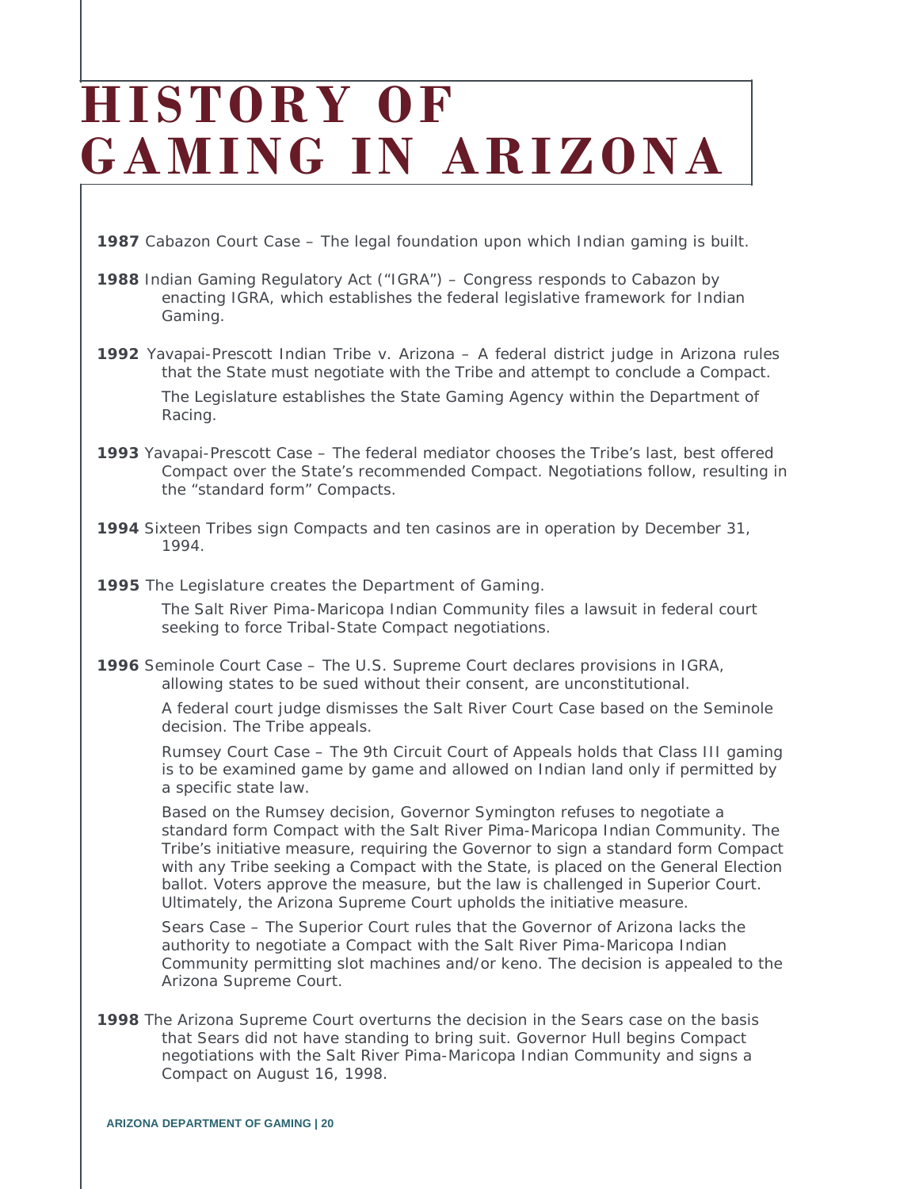# HISTORY OF GAMING IN ARIZONA

**1987** Cabazon Court Case – The legal foundation upon which Indian gaming is built.

**1988** Indian Gaming Regulatory Act ("IGRA") – Congress responds to Cabazon by enacting IGRA, which establishes the federal legislative framework for Indian Gaming.

**1992** Yavapai-Prescott Indian Tribe v. Arizona – A federal district judge in Arizona rules that the State must negotiate with the Tribe and attempt to conclude a Compact.

The Legislature establishes the State Gaming Agency within the Department of Racing.

**1993** Yavapai-Prescott Case – The federal mediator chooses the Tribe's last, best offered Compact over the State's recommended Compact. Negotiations follow, resulting in the "standard form" Compacts.

**1994** Sixteen Tribes sign Compacts and ten casinos are in operation by December 31, 1994.

**1995** The Legislature creates the Department of Gaming.

The Salt River Pima-Maricopa Indian Community files a lawsuit in federal court seeking to force Tribal-State Compact negotiations.

**1996** Seminole Court Case – The U.S. Supreme Court declares provisions in IGRA, allowing states to be sued without their consent, are unconstitutional.

A federal court judge dismisses the Salt River Court Case based on the Seminole decision. The Tribe appeals.

Rumsey Court Case – The 9th Circuit Court of Appeals holds that Class III gaming is to be examined game by game and allowed on Indian land only if permitted by a specific state law.

Based on the Rumsey decision, Governor Symington refuses to negotiate a standard form Compact with the Salt River Pima-Maricopa Indian Community. The Tribe's initiative measure, requiring the Governor to sign a standard form Compact with any Tribe seeking a Compact with the State, is placed on the General Election ballot. Voters approve the measure, but the law is challenged in Superior Court. Ultimately, the Arizona Supreme Court upholds the initiative measure.

Sears Case – The Superior Court rules that the Governor of Arizona lacks the authority to negotiate a Compact with the Salt River Pima-Maricopa Indian Community permitting slot machines and/or keno. The decision is appealed to the Arizona Supreme Court.

**1998** The Arizona Supreme Court overturns the decision in the Sears case on the basis that Sears did not have standing to bring suit. Governor Hull begins Compact negotiations with the Salt River Pima-Maricopa Indian Community and signs a Compact on August 16, 1998.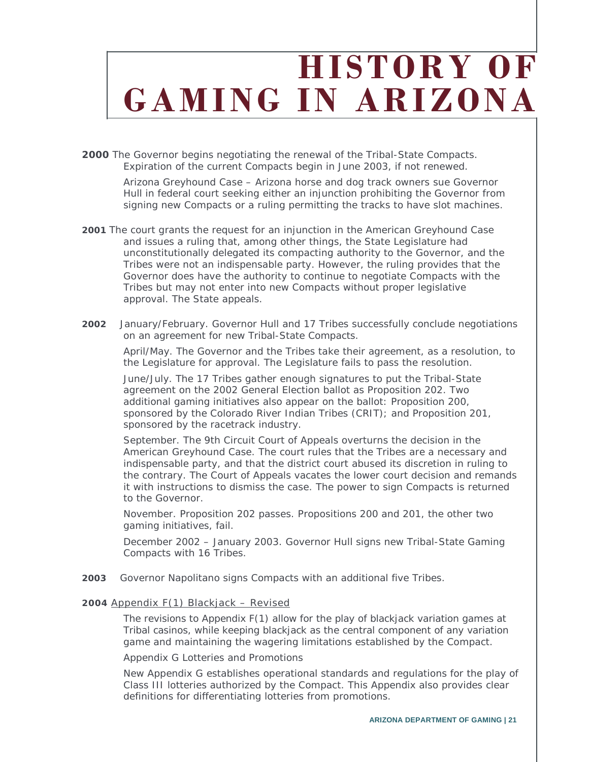# HISTORY OF GAMING IN ARIZONA

**2000** The Governor begins negotiating the renewal of the Tribal-State Compacts. Expiration of the current Compacts begin in June 2003, if not renewed.

Arizona Greyhound Case – Arizona horse and dog track owners sue Governor Hull in federal court seeking either an injunction prohibiting the Governor from signing new Compacts or a ruling permitting the tracks to have slot machines.

**2001** The court grants the request for an injunction in the American Greyhound Case and issues a ruling that, among other things, the State Legislature had unconstitutionally delegated its compacting authority to the Governor, and the Tribes were not an indispensable party. However, the ruling provides that the Governor does have the authority to continue to negotiate Compacts with the Tribes but may not enter into new Compacts without proper legislative approval. The State appeals.

**2002** January/February. Governor Hull and 17 Tribes successfully conclude negotiations on an agreement for new Tribal-State Compacts.

April/May. The Governor and the Tribes take their agreement, as a resolution, to the Legislature for approval. The Legislature fails to pass the resolution.

June/July. The 17 Tribes gather enough signatures to put the Tribal-State agreement on the 2002 General Election ballot as Proposition 202. Two additional gaming initiatives also appear on the ballot: Proposition 200, sponsored by the Colorado River Indian Tribes (CRIT); and Proposition 201, sponsored by the racetrack industry.

September. The 9th Circuit Court of Appeals overturns the decision in the American Greyhound Case. The court rules that the Tribes are a necessary and indispensable party, and that the district court abused its discretion in ruling to the contrary. The Court of Appeals vacates the lower court decision and remands it with instructions to dismiss the case. The power to sign Compacts is returned to the Governor.

November. Proposition 202 passes. Propositions 200 and 201, the other two gaming initiatives, fail.

December 2002 – January 2003. Governor Hull signs new Tribal-State Gaming Compacts with 16 Tribes.

**2003** Governor Napolitano signs Compacts with an additional five Tribes.

**2004** Appendix F(1) Blackjack – Revised

The revisions to Appendix F(1) allow for the play of blackjack variation games at Tribal casinos, while keeping blackjack as the central component of any variation game and maintaining the wagering limitations established by the Compact.

Appendix G Lotteries and Promotions

New Appendix G establishes operational standards and regulations for the play of Class III lotteries authorized by the Compact. This Appendix also provides clear definitions for differentiating lotteries from promotions.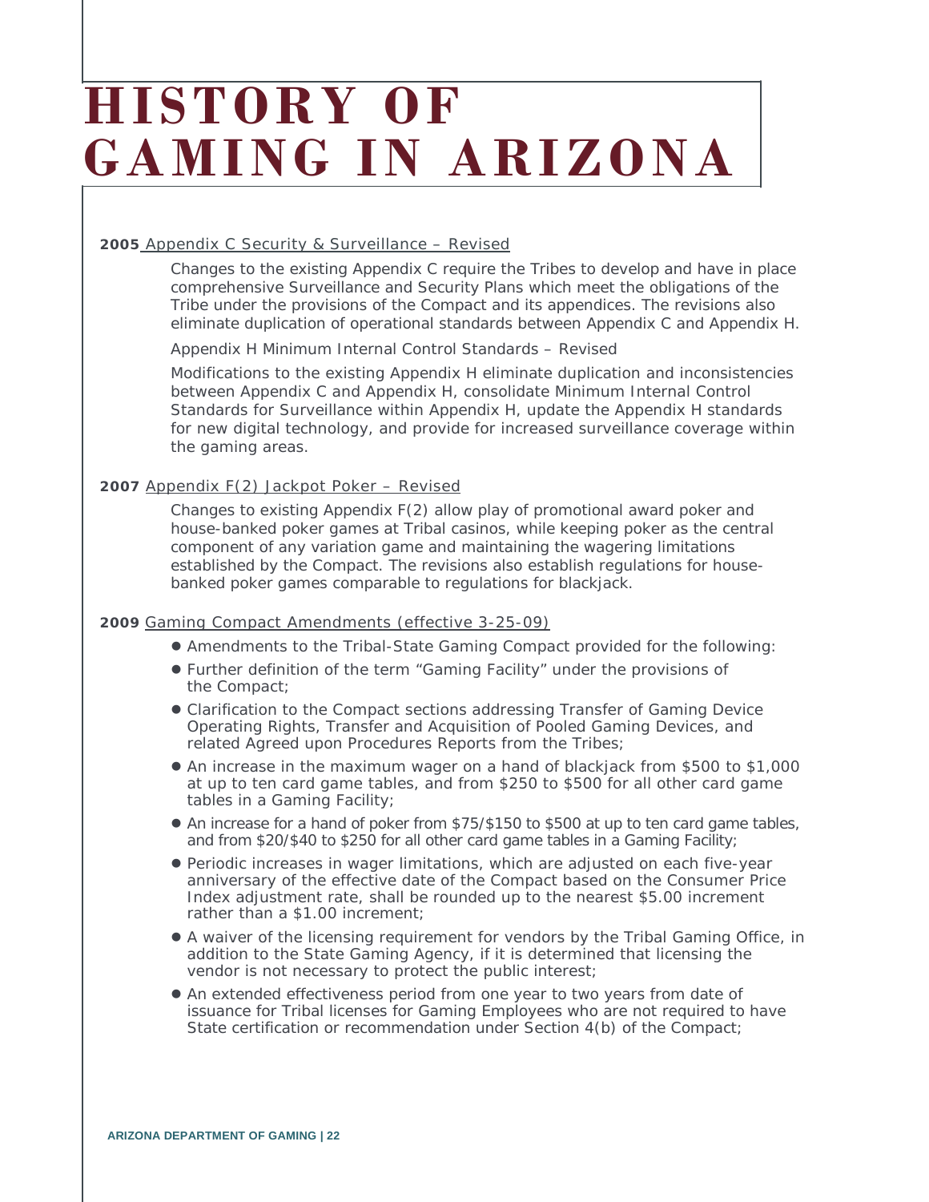# HISTORY OF GAMING IN ARIZONA

**2005** Appendix C Security & Surveillance – Revised

Changes to the existing Appendix C require the Tribes to develop and have in place comprehensive Surveillance and Security Plans which meet the obligations of the Tribe under the provisions of the Compact and its appendices. The revisions also eliminate duplication of operational standards between Appendix C and Appendix H.

Appendix H Minimum Internal Control Standards – Revised

Modifications to the existing Appendix H eliminate duplication and inconsistencies between Appendix C and Appendix H, consolidate Minimum Internal Control Standards for Surveillance within Appendix H, update the Appendix H standards for new digital technology, and provide for increased surveillance coverage within the gaming areas.

**2007** Appendix F(2) Jackpot Poker – Revised

Changes to existing Appendix F(2) allow play of promotional award poker and house-banked poker games at Tribal casinos, while keeping poker as the central component of any variation game and maintaining the wagering limitations established by the Compact. The revisions also establish regulations for house-banked poker games comparable to regulations for blackjack.

**2009** Gaming Compact Amendments (effective 3-25-09)

- Amendments to the Tribal-State Gaming Compact provided for the following:
- Further definition of the term "Gaming Facility" under the provisions of the Compact;
- Clarification to the Compact sections addressing Transfer of Gaming Device Operating Rights, Transfer and Acquisition of Pooled Gaming Devices, and related Agreed upon Procedures Reports from the Tribes;
- An increase in the maximum wager on a hand of blackjack from $500 to $1,000 at up to ten card game tables, and from $250 to $500 for all other card game tables in a Gaming Facility;
- An increase for a hand of poker from $75/$150 to $500 at up to ten card game tables, and from $20/$40 to $250 for all other card game tables in a Gaming Facility;
- Periodic increases in wager limitations, which are adjusted on each five-year anniversary of the effective date of the Compact based on the Consumer Price Index adjustment rate, shall be rounded up to the nearest $5.00 increment rather than a $1.00 increment;
- A waiver of the licensing requirement for vendors by the Tribal Gaming Office, in addition to the State Gaming Agency, if it is determined that licensing the vendor is not necessary to protect the public interest;
- An extended effectiveness period from one year to two years from date of issuance for Tribal licenses for Gaming Employees who are not required to have State certification or recommendation under Section 4(b) of the Compact;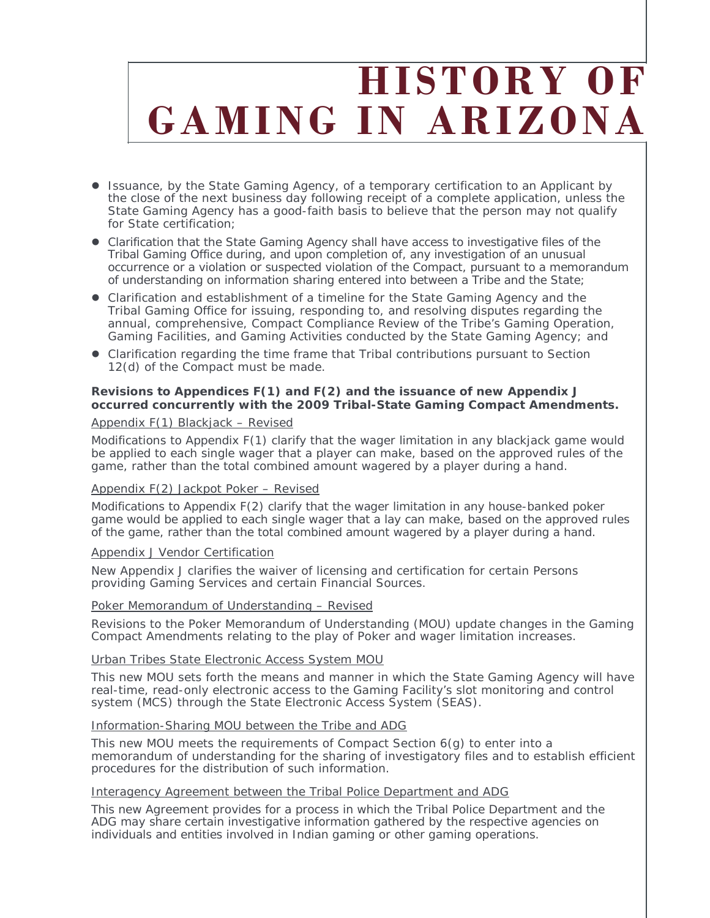- Issuance, by the State Gaming Agency, of a temporary certification to an Applicant by the close of the next business day following receipt of a complete application, unless the State Gaming Agency has a good-faith basis to believe that the person may not qualify for State certification;
- Clarification that the State Gaming Agency shall have access to investigative files of the Tribal Gaming Office during, and upon completion of, any investigation of an unusual occurrence or a violation or suspected violation of the Compact, pursuant to a memorandum of understanding on information sharing entered into between a Tribe and the State;
- Clarification and establishment of a timeline for the State Gaming Agency and the Tribal Gaming Office for issuing, responding to, and resolving disputes regarding the annual, comprehensive, Compact Compliance Review of the Tribe's Gaming Operation, Gaming Facilities, and Gaming Activities conducted by the State Gaming Agency; and
- Clarification regarding the time frame that Tribal contributions pursuant to Section 12(d) of the Compact must be made.

**Revisions to Appendices F(1) and F(2) and the issuance of new Appendix J occurred concurrently with the 2009 Tribal-State Gaming Compact Amendments.**

Appendix F(1) Blackjack – Revised

Modifications to Appendix F(1) clarify that the wager limitation in any blackjack game would be applied to each single wager that a player can make, based on the approved rules of the game, rather than the total combined amount wagered by a player during a hand.

Appendix F(2) Jackpot Poker – Revised

Modifications to Appendix F(2) clarify that the wager limitation in any house-banked poker game would be applied to each single wager that a lay can make, based on the approved rules of the game, rather than the total combined amount wagered by a player during a hand.

Appendix J Vendor Certification

New Appendix J clarifies the waiver of licensing and certification for certain Persons providing Gaming Services and certain Financial Sources.

Poker Memorandum of Understanding – Revised

Revisions to the Poker Memorandum of Understanding (MOU) update changes in the Gaming Compact Amendments relating to the play of Poker and wager limitation increases.

Urban Tribes State Electronic Access System MOU

This new MOU sets forth the means and manner in which the State Gaming Agency will have real-time, read-only electronic access to the Gaming Facility's slot monitoring and control system (MCS) through the State Electronic Access System (SEAS).

Information-Sharing MOU between the Tribe and ADG

This new MOU meets the requirements of Compact Section 6(g) to enter into a memorandum of understanding for the sharing of investigatory files and to establish efficient procedures for the distribution of such information.

Interagency Agreement between the Tribal Police Department and ADG

This new Agreement provides for a process in which the Tribal Police Department and the ADG may share certain investigative information gathered by the respective agencies on individuals and entities involved in Indian gaming or other gaming operations.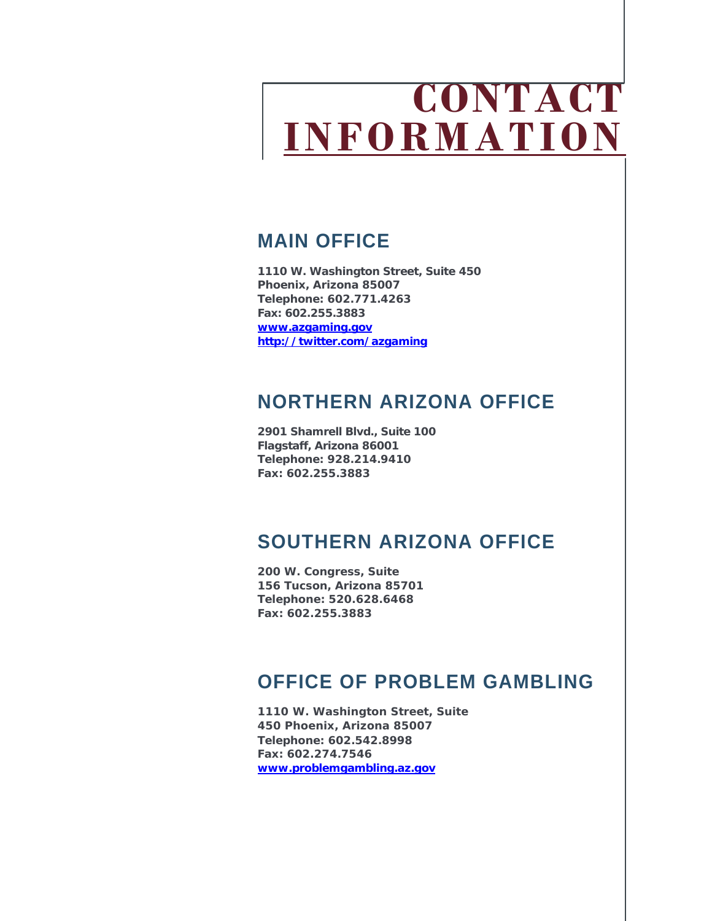# CONTACT INFORMATION

## MAIN OFFICE

**1110 W. Washington Street, Suite 450**
**Phoenix, Arizona 85007**
**Telephone: 602.771.4263**
**Fax: 602.255.3883**
**www.azgaming.gov**
**http://twitter.com/azgaming**

## NORTHERN ARIZONA OFFICE

**2901 Shamrell Blvd., Suite 100**
**Flagstaff, Arizona 86001**
**Telephone: 928.214.9410**
**Fax: 602.255.3883**

## SOUTHERN ARIZONA OFFICE

**200 W. Congress, Suite**
**156 Tucson, Arizona 85701**
**Telephone: 520.628.6468**
**Fax: 602.255.3883**

## OFFICE OF PROBLEM GAMBLING

**1110 W. Washington Street, Suite**
**450 Phoenix, Arizona 85007**
**Telephone: 602.542.8998**
**Fax: 602.274.7546**
**www.problemgambling.az.gov**